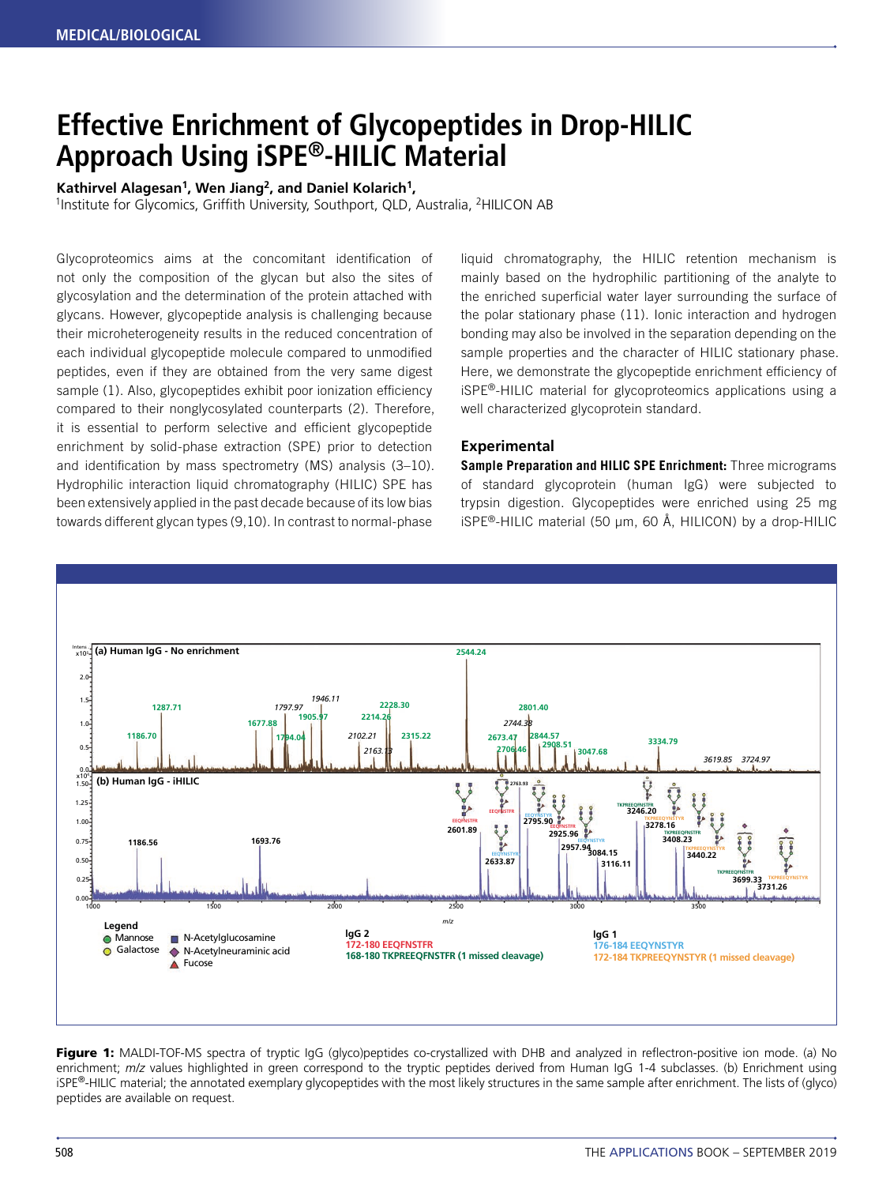# Effective Enrichment of Glycopeptides in Drop-HILIC Approach Using iSPE®-HILIC Material

**Kathirvel Alagesan[1], Wen Jiang[2], and Daniel Kolarich[1],**
[1]Institute for Glycomics, Griffith University, Southport, QLD, Australia, [2]HILICON AB

Glycoproteomics aims at the concomitant identification of not only the composition of the glycan but also the sites of glycosylation and the determination of the protein attached with glycans. However, glycopeptide analysis is challenging because their microheterogeneity results in the reduced concentration of each individual glycopeptide molecule compared to unmodified peptides, even if they are obtained from the very same digest sample (1). Also, glycopeptides exhibit poor ionization efficiency compared to their nonglycosylated counterparts (2). Therefore, it is essential to perform selective and efficient glycopeptide enrichment by solid-phase extraction (SPE) prior to detection and identification by mass spectrometry (MS) analysis (3–10). Hydrophilic interaction liquid chromatography (HILIC) SPE has been extensively applied in the past decade because of its low bias towards different glycan types (9,10). In contrast to normal-phase liquid chromatography, the HILIC retention mechanism is mainly based on the hydrophilic partitioning of the analyte to the enriched superficial water layer surrounding the surface of the polar stationary phase (11). Ionic interaction and hydrogen bonding may also be involved in the separation depending on the sample properties and the character of HILIC stationary phase. Here, we demonstrate the glycopeptide enrichment efficiency of iSPE®-HILIC material for glycoproteomics applications using a well characterized glycoprotein standard.

## Experimental

**Sample Preparation and HILIC SPE Enrichment:** Three micrograms of standard glycoprotein (human IgG) were subjected to trypsin digestion. Glycopeptides were enriched using 25 mg iSPE®-HILIC material (50 µm, 60 Å, HILICON) by a drop-HILIC

**Figure 1:** MALDI-TOF-MS spectra of tryptic IgG (glyco)peptides co-crystallized with DHB and analyzed in reflectron-positive ion mode. (a) No enrichment; *m/z* values highlighted in green correspond to the tryptic peptides derived from Human IgG 1-4 subclasses. (b) Enrichment using iSPE®-HILIC material; the annotated exemplary glycopeptides with the most likely structures in the same sample after enrichment. The lists of (glyco) peptides are available on request.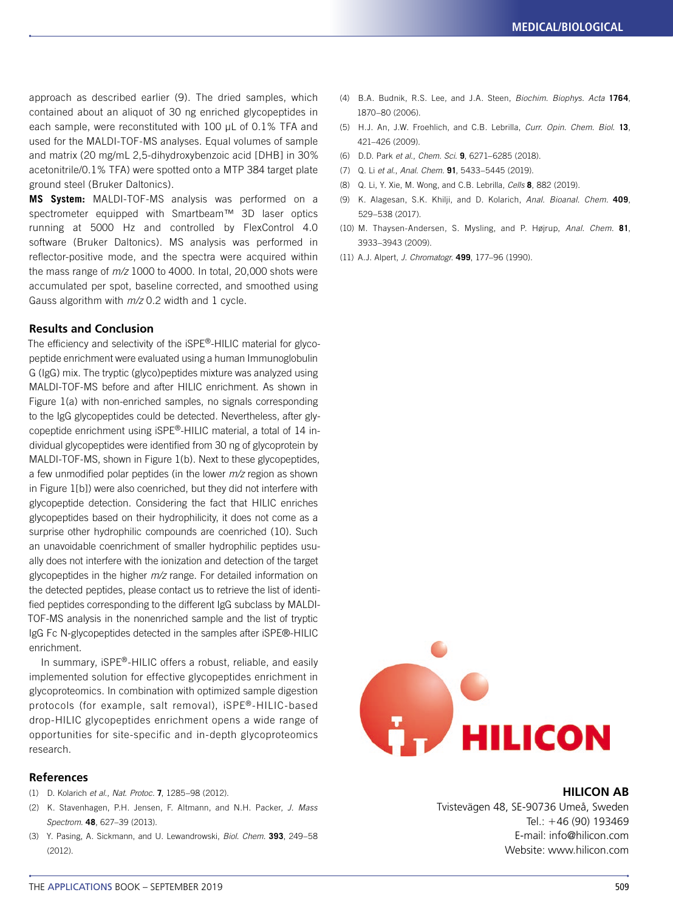approach as described earlier (9). The dried samples, which contained about an aliquot of 30 ng enriched glycopeptides in each sample, were reconstituted with 100 µL of 0.1% TFA and used for the MALDI-TOF-MS analyses. Equal volumes of sample and matrix (20 mg/mL 2,5-dihydroxybenzoic acid [DHB] in 30% acetonitrile/0.1% TFA) were spotted onto a MTP 384 target plate ground steel (Bruker Daltonics).

**MS System:** MALDI-TOF-MS analysis was performed on a spectrometer equipped with Smartbeam™ 3D laser optics running at 5000 Hz and controlled by FlexControl 4.0 software (Bruker Daltonics). MS analysis was performed in reflector-positive mode, and the spectra were acquired within the mass range of *m/z* 1000 to 4000. In total, 20,000 shots were accumulated per spot, baseline corrected, and smoothed using Gauss algorithm with *m/z* 0.2 width and 1 cycle.

## Results and Conclusion

The efficiency and selectivity of the iSPE®-HILIC material for glycopeptide enrichment were evaluated using a human Immunoglobulin G (IgG) mix. The tryptic (glyco)peptides mixture was analyzed using MALDI-TOF-MS before and after HILIC enrichment. As shown in Figure 1(a) with non-enriched samples, no signals corresponding to the IgG glycopeptides could be detected. Nevertheless, after glycopeptide enrichment using iSPE®-HILIC material, a total of 14 individual glycopeptides were identified from 30 ng of glycoprotein by MALDI-TOF-MS, shown in Figure 1(b). Next to these glycopeptides, a few unmodified polar peptides (in the lower *m/z* region as shown in Figure 1[b]) were also coenriched, but they did not interfere with glycopeptide detection. Considering the fact that HILIC enriches glycopeptides based on their hydrophilicity, it does not come as a surprise other hydrophilic compounds are coenriched (10). Such an unavoidable coenrichment of smaller hydrophilic peptides usually does not interfere with the ionization and detection of the target glycopeptides in the higher *m/z* range. For detailed information on the detected peptides, please contact us to retrieve the list of identified peptides corresponding to the different IgG subclass by MALDI-TOF-MS analysis in the nonenriched sample and the list of tryptic IgG Fc N-glycopeptides detected in the samples after iSPE®-HILIC enrichment.

In summary, iSPE®-HILIC offers a robust, reliable, and easily implemented solution for effective glycopeptides enrichment in glycoproteomics. In combination with optimized sample digestion protocols (for example, salt removal), iSPE®-HILIC-based drop-HILIC glycopeptides enrichment opens a wide range of opportunities for site-specific and in-depth glycoproteomics research.

## References

(1) D. Kolarich *et al.*, *Nat. Protoc.* **7**, 1285–98 (2012).

(2) K. Stavenhagen, P.H. Jensen, F. Altmann, and N.H. Packer, *J. Mass Spectrom.* **48**, 627–39 (2013).

(3) Y. Pasing, A. Sickmann, and U. Lewandrowski, *Biol. Chem.* **393**, 249–58 (2012).

(4) B.A. Budnik, R.S. Lee, and J.A. Steen, *Biochim. Biophys. Acta* **1764**, 1870–80 (2006).

(5) H.J. An, J.W. Froehlich, and C.B. Lebrilla, *Curr. Opin. Chem. Biol.* **13**, 421–426 (2009).

(6) D.D. Park *et al.*, *Chem. Sci.* **9**, 6271–6285 (2018).

(7) Q. Li *et al.*, *Anal. Chem.* **91**, 5433–5445 (2019).

(8) Q. Li, Y. Xie, M. Wong, and C.B. Lebrilla, *Cells* **8**, 882 (2019).

(9) K. Alagesan, S.K. Khilji, and D. Kolarich, *Anal. Bioanal. Chem.* **409**, 529–538 (2017).

(10) M. Thaysen-Andersen, S. Mysling, and P. Højrup, *Anal. Chem.* **81**, 3933–3943 (2009).

(11) A.J. Alpert, *J. Chromatogr.* **499**, 177–96 (1990).

HILICON

**HILICON AB**
Tvistevägen 48, SE-90736 Umeå, Sweden
Tel.: +46 (90) 193469
E-mail: info@hilicon.com
Website: www.hilicon.com